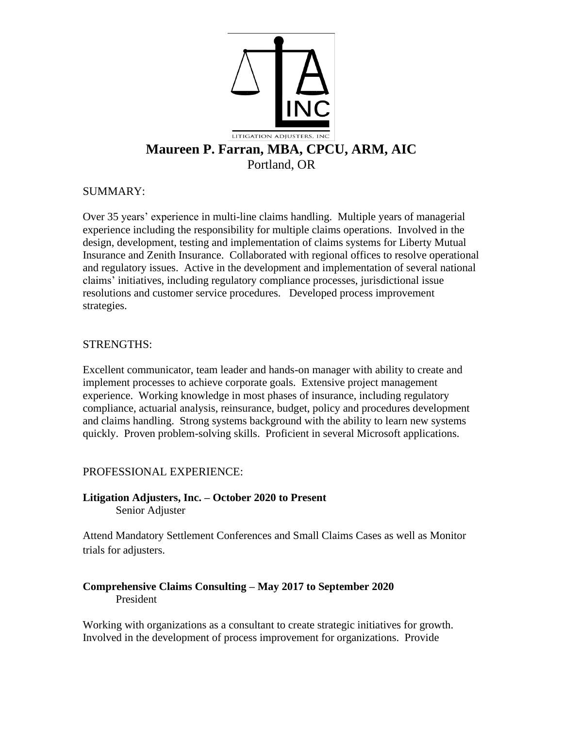LITIGATION ADJUSTERS, INC

# Maureen P. Farran, MBA, CPCU, ARM, AIC

Portland, OR

## SUMMARY:

Over 35 years' experience in multi-line claims handling. Multiple years of managerial experience including the responsibility for multiple claims operations. Involved in the design, development, testing and implementation of claims systems for Liberty Mutual Insurance and Zenith Insurance. Collaborated with regional offices to resolve operational and regulatory issues. Active in the development and implementation of several national claims' initiatives, including regulatory compliance processes, jurisdictional issue resolutions and customer service procedures. Developed process improvement strategies.

## STRENGTHS:

Excellent communicator, team leader and hands-on manager with ability to create and implement processes to achieve corporate goals. Extensive project management experience. Working knowledge in most phases of insurance, including regulatory compliance, actuarial analysis, reinsurance, budget, policy and procedures development and claims handling. Strong systems background with the ability to learn new systems quickly. Proven problem-solving skills. Proficient in several Microsoft applications.

## PROFESSIONAL EXPERIENCE:

**Litigation Adjusters, Inc. – October 2020 to Present**
Senior Adjuster

Attend Mandatory Settlement Conferences and Small Claims Cases as well as Monitor trials for adjusters.

**Comprehensive Claims Consulting – May 2017 to September 2020**
President

Working with organizations as a consultant to create strategic initiatives for growth. Involved in the development of process improvement for organizations. Provide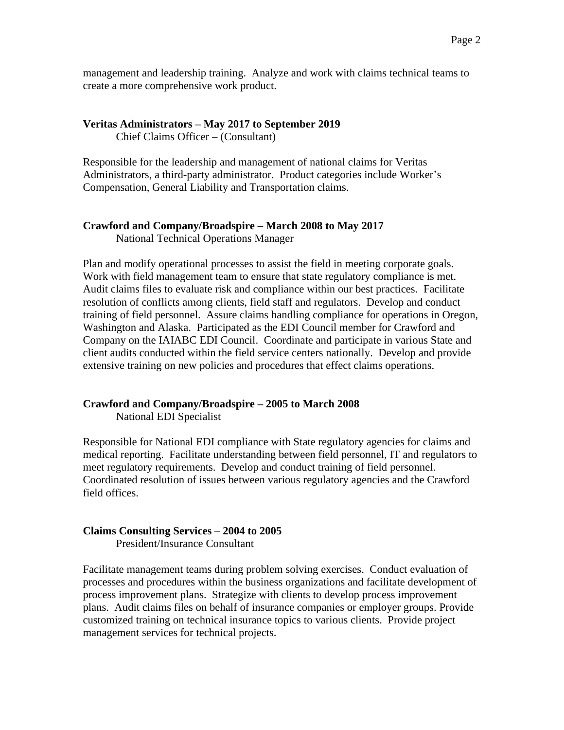management and leadership training. Analyze and work with claims technical teams to create a more comprehensive work product.

**Veritas Administrators – May 2017 to September 2019**
Chief Claims Officer – (Consultant)

Responsible for the leadership and management of national claims for Veritas Administrators, a third-party administrator. Product categories include Worker's Compensation, General Liability and Transportation claims.

**Crawford and Company/Broadspire – March 2008 to May 2017**
National Technical Operations Manager

Plan and modify operational processes to assist the field in meeting corporate goals. Work with field management team to ensure that state regulatory compliance is met. Audit claims files to evaluate risk and compliance within our best practices. Facilitate resolution of conflicts among clients, field staff and regulators. Develop and conduct training of field personnel. Assure claims handling compliance for operations in Oregon, Washington and Alaska. Participated as the EDI Council member for Crawford and Company on the IAIABC EDI Council. Coordinate and participate in various State and client audits conducted within the field service centers nationally. Develop and provide extensive training on new policies and procedures that effect claims operations.

**Crawford and Company/Broadspire – 2005 to March 2008**
National EDI Specialist

Responsible for National EDI compliance with State regulatory agencies for claims and medical reporting. Facilitate understanding between field personnel, IT and regulators to meet regulatory requirements. Develop and conduct training of field personnel. Coordinated resolution of issues between various regulatory agencies and the Crawford field offices.

**Claims Consulting Services – 2004 to 2005**
President/Insurance Consultant

Facilitate management teams during problem solving exercises. Conduct evaluation of processes and procedures within the business organizations and facilitate development of process improvement plans. Strategize with clients to develop process improvement plans. Audit claims files on behalf of insurance companies or employer groups. Provide customized training on technical insurance topics to various clients. Provide project management services for technical projects.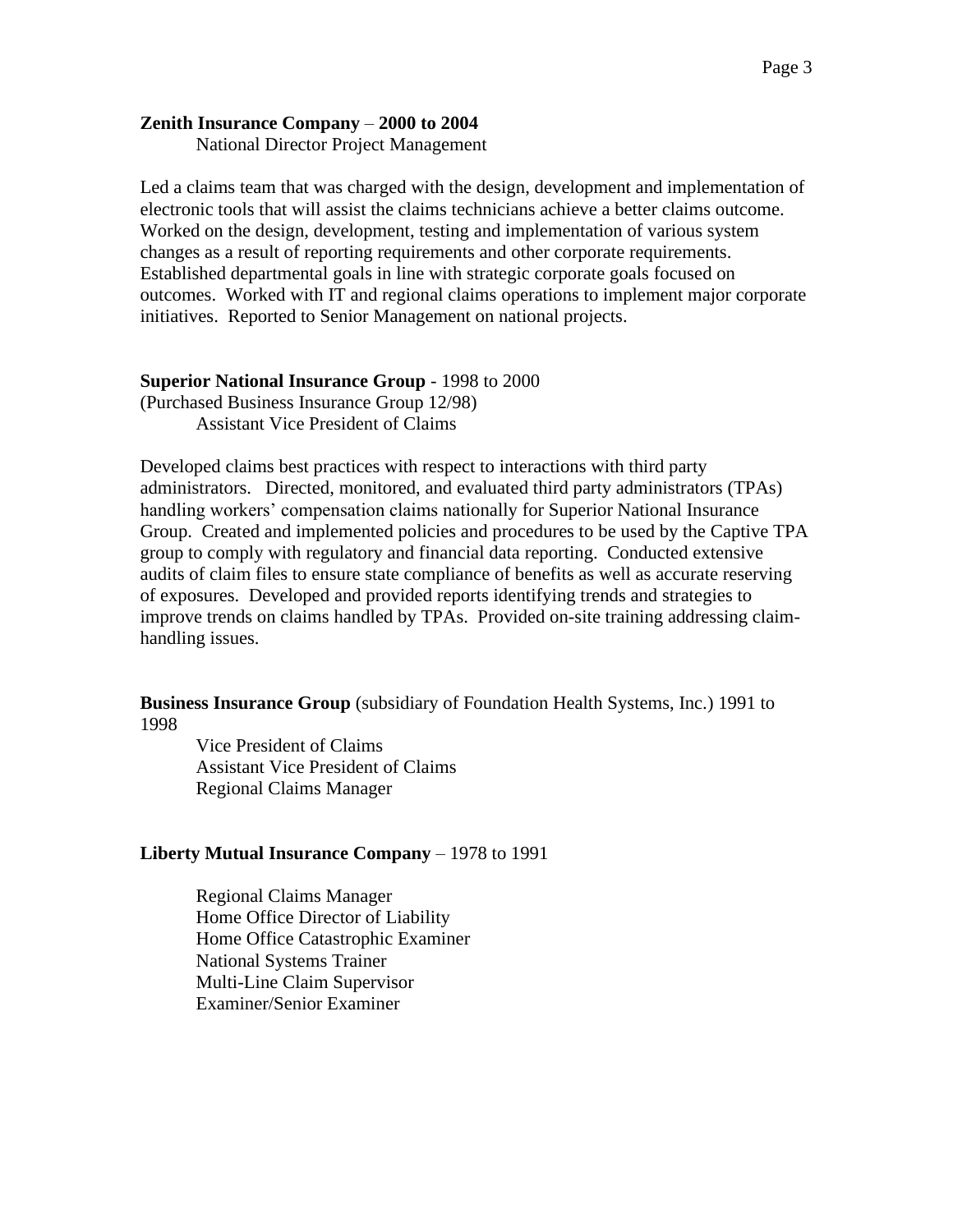**Zenith Insurance Company** – **2000 to 2004**

National Director Project Management

Led a claims team that was charged with the design, development and implementation of electronic tools that will assist the claims technicians achieve a better claims outcome. Worked on the design, development, testing and implementation of various system changes as a result of reporting requirements and other corporate requirements. Established departmental goals in line with strategic corporate goals focused on outcomes. Worked with IT and regional claims operations to implement major corporate initiatives. Reported to Senior Management on national projects.

**Superior National Insurance Group** - 1998 to 2000
(Purchased Business Insurance Group 12/98)

Assistant Vice President of Claims

Developed claims best practices with respect to interactions with third party administrators. Directed, monitored, and evaluated third party administrators (TPAs) handling workers' compensation claims nationally for Superior National Insurance Group. Created and implemented policies and procedures to be used by the Captive TPA group to comply with regulatory and financial data reporting. Conducted extensive audits of claim files to ensure state compliance of benefits as well as accurate reserving of exposures. Developed and provided reports identifying trends and strategies to improve trends on claims handled by TPAs. Provided on-site training addressing claim-handling issues.

**Business Insurance Group** (subsidiary of Foundation Health Systems, Inc.) 1991 to 1998

Vice President of Claims
Assistant Vice President of Claims
Regional Claims Manager

**Liberty Mutual Insurance Company** – 1978 to 1991

Regional Claims Manager
Home Office Director of Liability
Home Office Catastrophic Examiner
National Systems Trainer
Multi-Line Claim Supervisor
Examiner/Senior Examiner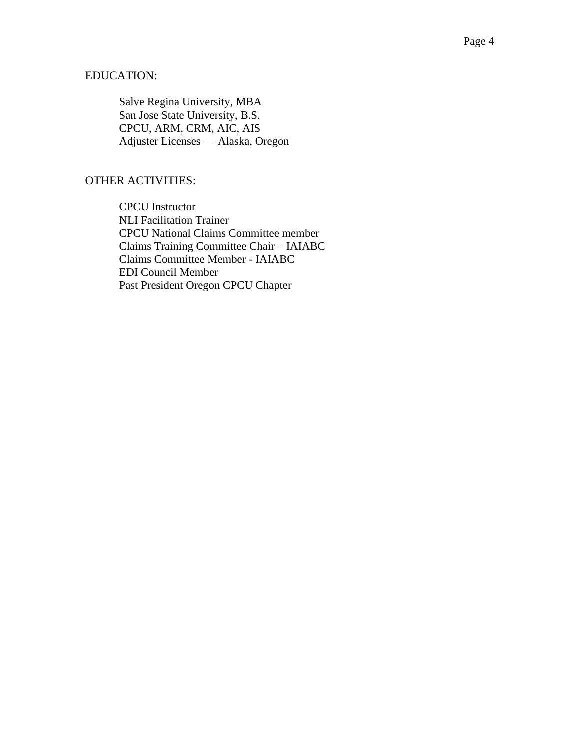## EDUCATION:

Salve Regina University, MBA
San Jose State University, B.S.
CPCU, ARM, CRM, AIC, AIS
Adjuster Licenses — Alaska, Oregon

## OTHER ACTIVITIES:

CPCU Instructor
NLI Facilitation Trainer
CPCU National Claims Committee member
Claims Training Committee Chair – IAIABC
Claims Committee Member - IAIABC
EDI Council Member
Past President Oregon CPCU Chapter